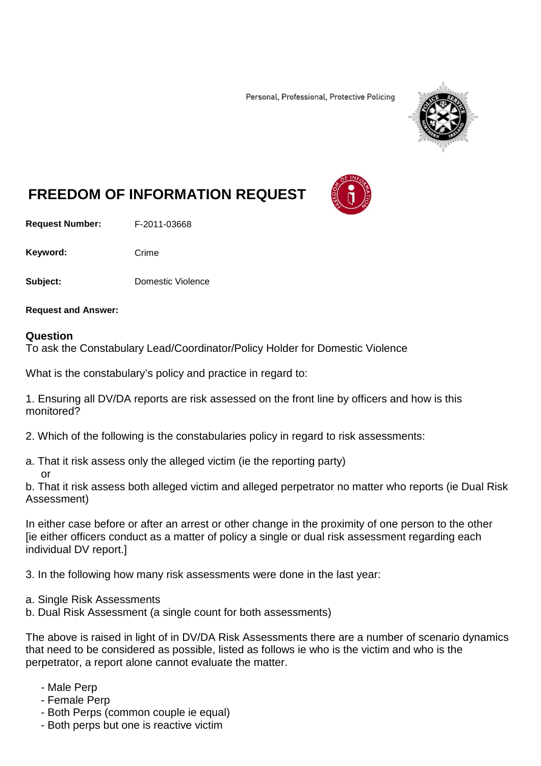Personal, Professional, Protective Policing

# FREEDOM OF INFORMATION REQUEST

**Request Number:** F-2011-03668

**Keyword:** Crime

**Subject:** Domestic Violence

**Request and Answer:**

## Question

To ask the Constabulary Lead/Coordinator/Policy Holder for Domestic Violence

What is the constabulary's policy and practice in regard to:

1. Ensuring all DV/DA reports are risk assessed on the front line by officers and how is this monitored?

2. Which of the following is the constabularies policy in regard to risk assessments:

a. That it risk assess only the alleged victim (ie the reporting party)
   or
b. That it risk assess both alleged victim and alleged perpetrator no matter who reports (ie Dual Risk Assessment)

In either case before or after an arrest or other change in the proximity of one person to the other [ie either officers conduct as a matter of policy a single or dual risk assessment regarding each individual DV report.]

3. In the following how many risk assessments were done in the last year:

a. Single Risk Assessments
b. Dual Risk Assessment (a single count for both assessments)

The above is raised in light of in DV/DA Risk Assessments there are a number of scenario dynamics that need to be considered as possible, listed as follows ie who is the victim and who is the perpetrator, a report alone cannot evaluate the matter.

- Male Perp
- Female Perp
- Both Perps (common couple ie equal)
- Both perps but one is reactive victim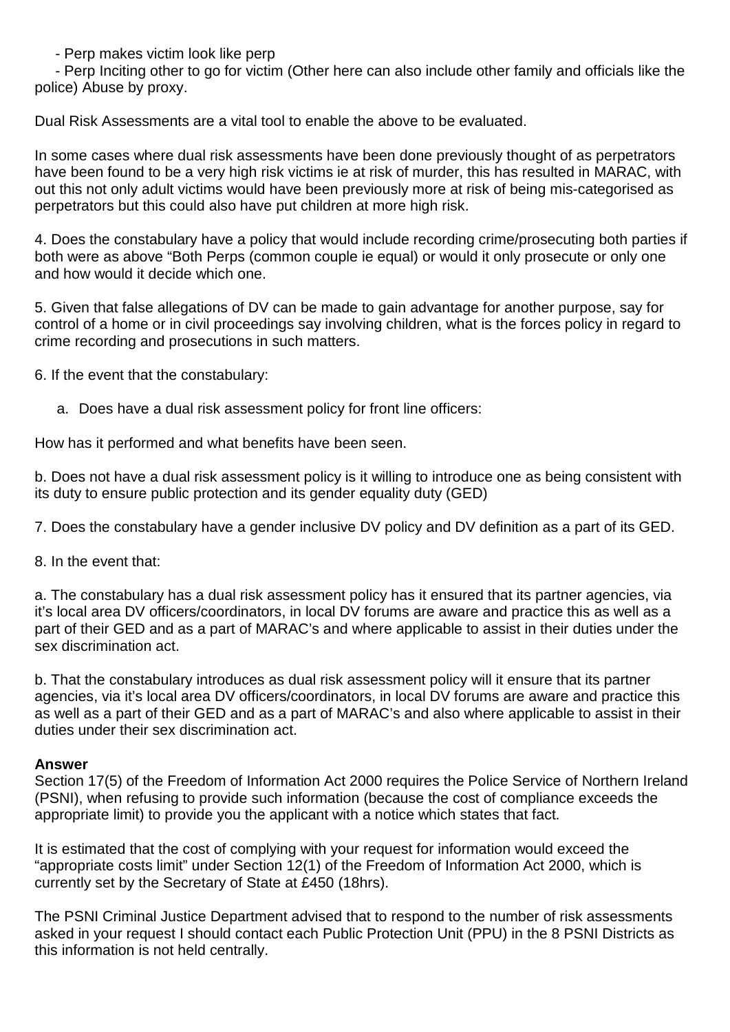- Perp makes victim look like perp
- Perp Inciting other to go for victim (Other here can also include other family and officials like the police) Abuse by proxy.

Dual Risk Assessments are a vital tool to enable the above to be evaluated.

In some cases where dual risk assessments have been done previously thought of as perpetrators have been found to be a very high risk victims ie at risk of murder, this has resulted in MARAC, with out this not only adult victims would have been previously more at risk of being mis-categorised as perpetrators but this could also have put children at more high risk.

4. Does the constabulary have a policy that would include recording crime/prosecuting both parties if both were as above "Both Perps (common couple ie equal) or would it only prosecute or only one and how would it decide which one.

5. Given that false allegations of DV can be made to gain advantage for another purpose, say for control of a home or in civil proceedings say involving children, what is the forces policy in regard to crime recording and prosecutions in such matters.

6. If the event that the constabulary:

a. Does have a dual risk assessment policy for front line officers:

How has it performed and what benefits have been seen.

b. Does not have a dual risk assessment policy is it willing to introduce one as being consistent with its duty to ensure public protection and its gender equality duty (GED)

7. Does the constabulary have a gender inclusive DV policy and DV definition as a part of its GED.

8. In the event that:

a. The constabulary has a dual risk assessment policy has it ensured that its partner agencies, via it's local area DV officers/coordinators, in local DV forums are aware and practice this as well as a part of their GED and as a part of MARAC's and where applicable to assist in their duties under the sex discrimination act.

b. That the constabulary introduces as dual risk assessment policy will it ensure that its partner agencies, via it's local area DV officers/coordinators, in local DV forums are aware and practice this as well as a part of their GED and as a part of MARAC's and also where applicable to assist in their duties under their sex discrimination act.

**Answer**
Section 17(5) of the Freedom of Information Act 2000 requires the Police Service of Northern Ireland (PSNI), when refusing to provide such information (because the cost of compliance exceeds the appropriate limit) to provide you the applicant with a notice which states that fact.

It is estimated that the cost of complying with your request for information would exceed the "appropriate costs limit" under Section 12(1) of the Freedom of Information Act 2000, which is currently set by the Secretary of State at £450 (18hrs).

The PSNI Criminal Justice Department advised that to respond to the number of risk assessments asked in your request I should contact each Public Protection Unit (PPU) in the 8 PSNI Districts as this information is not held centrally.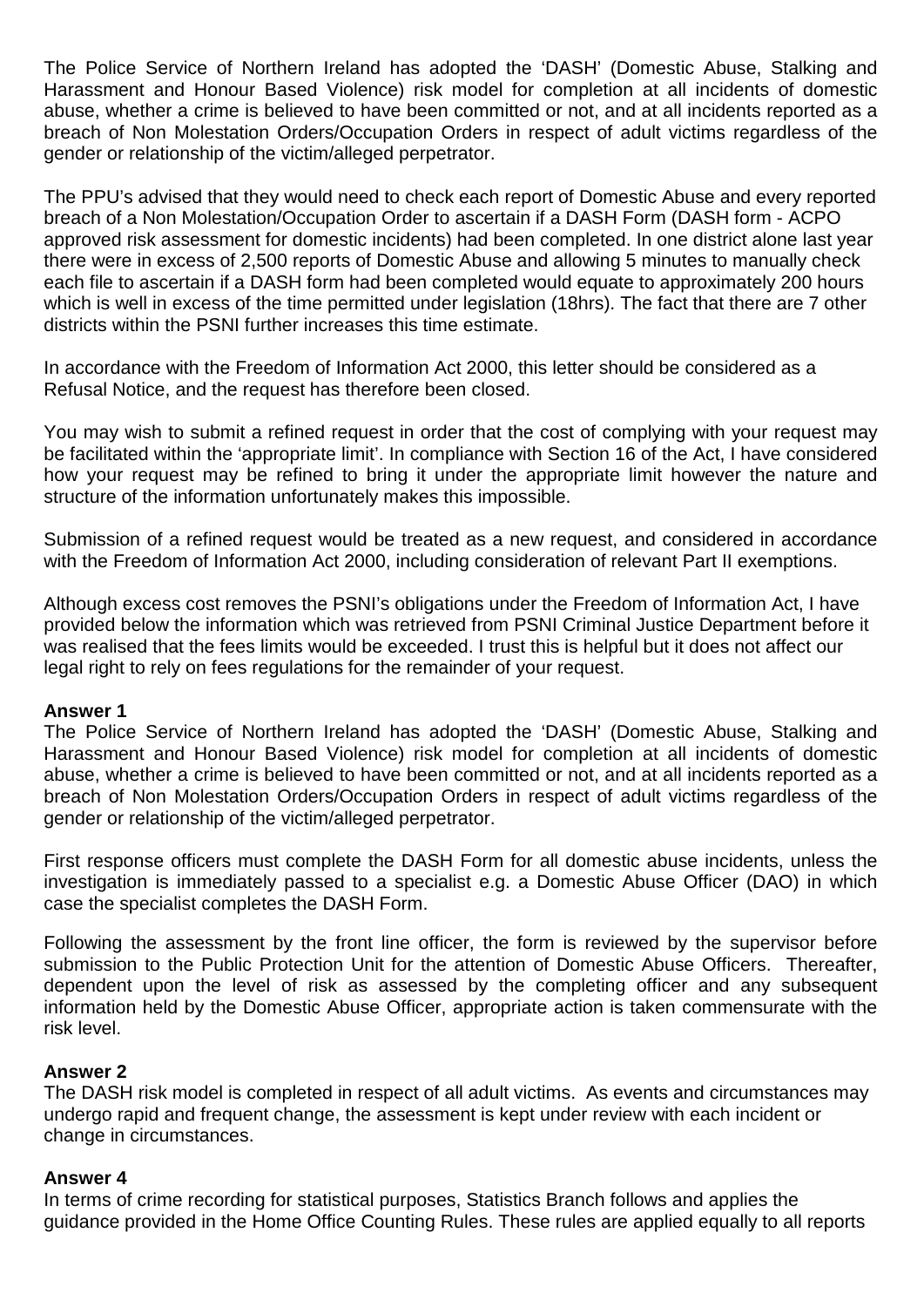The Police Service of Northern Ireland has adopted the 'DASH' (Domestic Abuse, Stalking and Harassment and Honour Based Violence) risk model for completion at all incidents of domestic abuse, whether a crime is believed to have been committed or not, and at all incidents reported as a breach of Non Molestation Orders/Occupation Orders in respect of adult victims regardless of the gender or relationship of the victim/alleged perpetrator.

The PPU's advised that they would need to check each report of Domestic Abuse and every reported breach of a Non Molestation/Occupation Order to ascertain if a DASH Form (DASH form - ACPO approved risk assessment for domestic incidents) had been completed. In one district alone last year there were in excess of 2,500 reports of Domestic Abuse and allowing 5 minutes to manually check each file to ascertain if a DASH form had been completed would equate to approximately 200 hours which is well in excess of the time permitted under legislation (18hrs). The fact that there are 7 other districts within the PSNI further increases this time estimate.

In accordance with the Freedom of Information Act 2000, this letter should be considered as a Refusal Notice, and the request has therefore been closed.

You may wish to submit a refined request in order that the cost of complying with your request may be facilitated within the 'appropriate limit'. In compliance with Section 16 of the Act, I have considered how your request may be refined to bring it under the appropriate limit however the nature and structure of the information unfortunately makes this impossible.

Submission of a refined request would be treated as a new request, and considered in accordance with the Freedom of Information Act 2000, including consideration of relevant Part II exemptions.

Although excess cost removes the PSNI's obligations under the Freedom of Information Act, I have provided below the information which was retrieved from PSNI Criminal Justice Department before it was realised that the fees limits would be exceeded. I trust this is helpful but it does not affect our legal right to rely on fees regulations for the remainder of your request.

**Answer 1**

The Police Service of Northern Ireland has adopted the 'DASH' (Domestic Abuse, Stalking and Harassment and Honour Based Violence) risk model for completion at all incidents of domestic abuse, whether a crime is believed to have been committed or not, and at all incidents reported as a breach of Non Molestation Orders/Occupation Orders in respect of adult victims regardless of the gender or relationship of the victim/alleged perpetrator.

First response officers must complete the DASH Form for all domestic abuse incidents, unless the investigation is immediately passed to a specialist e.g. a Domestic Abuse Officer (DAO) in which case the specialist completes the DASH Form.

Following the assessment by the front line officer, the form is reviewed by the supervisor before submission to the Public Protection Unit for the attention of Domestic Abuse Officers. Thereafter, dependent upon the level of risk as assessed by the completing officer and any subsequent information held by the Domestic Abuse Officer, appropriate action is taken commensurate with the risk level.

**Answer 2**

The DASH risk model is completed in respect of all adult victims. As events and circumstances may undergo rapid and frequent change, the assessment is kept under review with each incident or change in circumstances.

**Answer 4**

In terms of crime recording for statistical purposes, Statistics Branch follows and applies the guidance provided in the Home Office Counting Rules. These rules are applied equally to all reports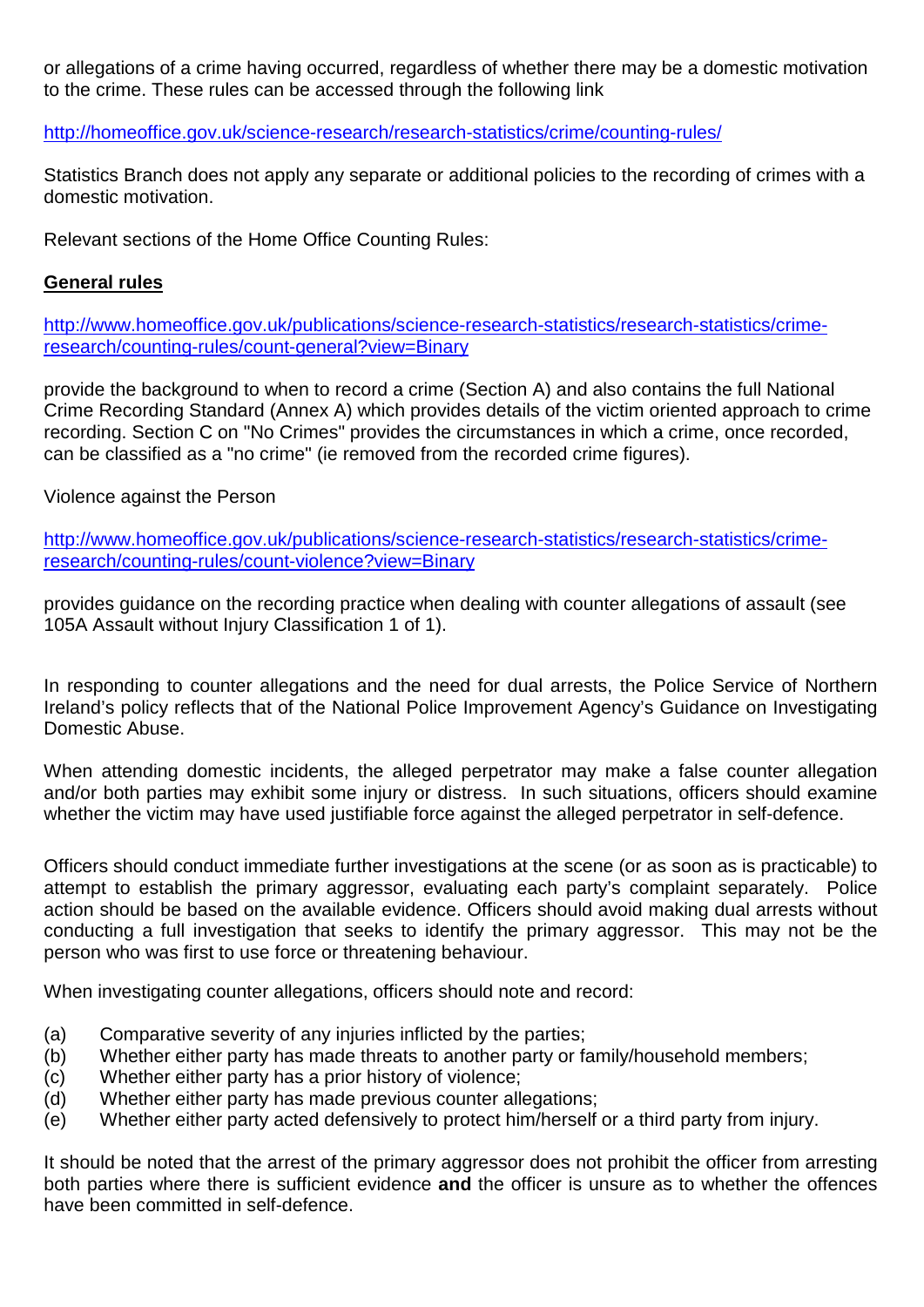or allegations of a crime having occurred, regardless of whether there may be a domestic motivation to the crime. These rules can be accessed through the following link

http://homeoffice.gov.uk/science-research/research-statistics/crime/counting-rules/

Statistics Branch does not apply any separate or additional policies to the recording of crimes with a domestic motivation.

Relevant sections of the Home Office Counting Rules:

**General rules**

http://www.homeoffice.gov.uk/publications/science-research-statistics/research-statistics/crime-research/counting-rules/count-general?view=Binary

provide the background to when to record a crime (Section A) and also contains the full National Crime Recording Standard (Annex A) which provides details of the victim oriented approach to crime recording. Section C on "No Crimes" provides the circumstances in which a crime, once recorded, can be classified as a "no crime" (ie removed from the recorded crime figures).

Violence against the Person

http://www.homeoffice.gov.uk/publications/science-research-statistics/research-statistics/crime-research/counting-rules/count-violence?view=Binary

provides guidance on the recording practice when dealing with counter allegations of assault (see 105A Assault without Injury Classification 1 of 1).

In responding to counter allegations and the need for dual arrests, the Police Service of Northern Ireland's policy reflects that of the National Police Improvement Agency's Guidance on Investigating Domestic Abuse.

When attending domestic incidents, the alleged perpetrator may make a false counter allegation and/or both parties may exhibit some injury or distress. In such situations, officers should examine whether the victim may have used justifiable force against the alleged perpetrator in self-defence.

Officers should conduct immediate further investigations at the scene (or as soon as is practicable) to attempt to establish the primary aggressor, evaluating each party's complaint separately. Police action should be based on the available evidence. Officers should avoid making dual arrests without conducting a full investigation that seeks to identify the primary aggressor. This may not be the person who was first to use force or threatening behaviour.

When investigating counter allegations, officers should note and record:

(a) Comparative severity of any injuries inflicted by the parties;
(b) Whether either party has made threats to another party or family/household members;
(c) Whether either party has a prior history of violence;
(d) Whether either party has made previous counter allegations;
(e) Whether either party acted defensively to protect him/herself or a third party from injury.

It should be noted that the arrest of the primary aggressor does not prohibit the officer from arresting both parties where there is sufficient evidence **and** the officer is unsure as to whether the offences have been committed in self-defence.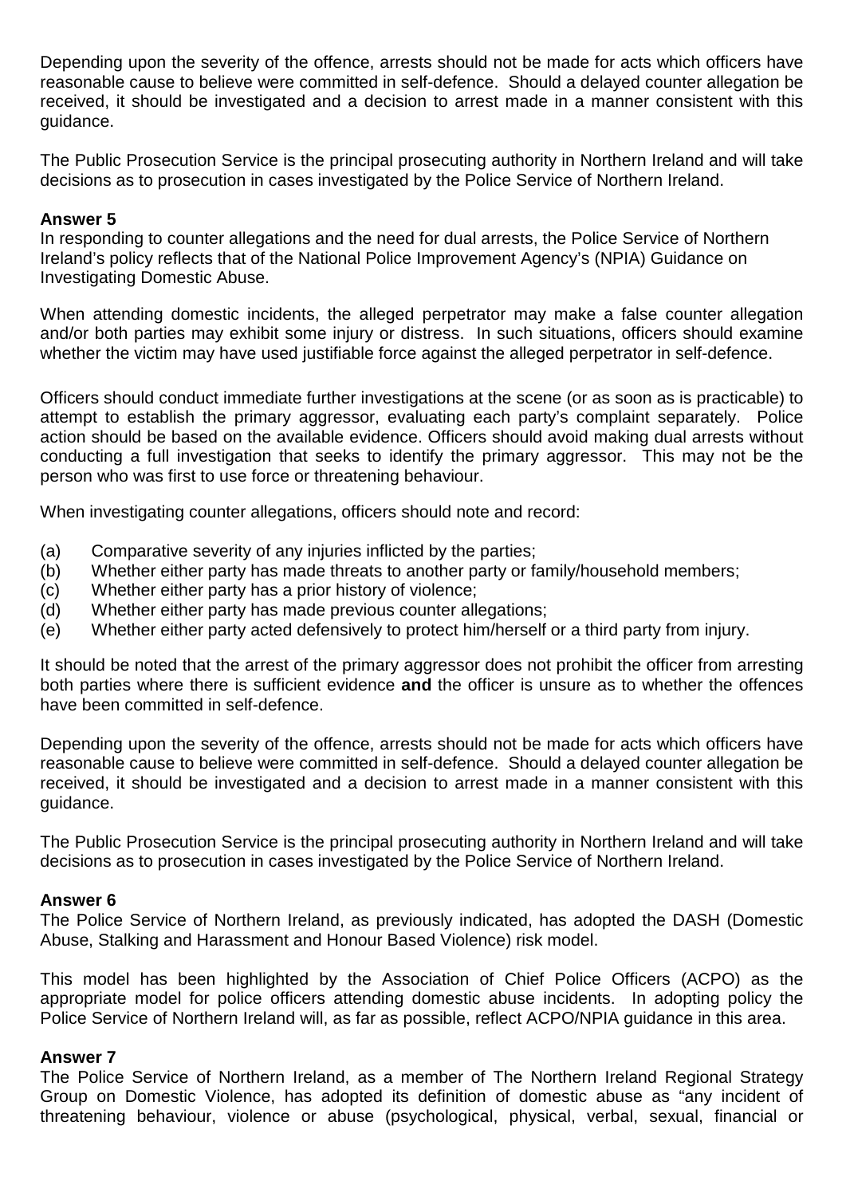Depending upon the severity of the offence, arrests should not be made for acts which officers have reasonable cause to believe were committed in self-defence. Should a delayed counter allegation be received, it should be investigated and a decision to arrest made in a manner consistent with this guidance.

The Public Prosecution Service is the principal prosecuting authority in Northern Ireland and will take decisions as to prosecution in cases investigated by the Police Service of Northern Ireland.

**Answer 5**
In responding to counter allegations and the need for dual arrests, the Police Service of Northern Ireland's policy reflects that of the National Police Improvement Agency's (NPIA) Guidance on Investigating Domestic Abuse.

When attending domestic incidents, the alleged perpetrator may make a false counter allegation and/or both parties may exhibit some injury or distress. In such situations, officers should examine whether the victim may have used justifiable force against the alleged perpetrator in self-defence.

Officers should conduct immediate further investigations at the scene (or as soon as is practicable) to attempt to establish the primary aggressor, evaluating each party's complaint separately. Police action should be based on the available evidence. Officers should avoid making dual arrests without conducting a full investigation that seeks to identify the primary aggressor. This may not be the person who was first to use force or threatening behaviour.

When investigating counter allegations, officers should note and record:

(a) Comparative severity of any injuries inflicted by the parties;
(b) Whether either party has made threats to another party or family/household members;
(c) Whether either party has a prior history of violence;
(d) Whether either party has made previous counter allegations;
(e) Whether either party acted defensively to protect him/herself or a third party from injury.

It should be noted that the arrest of the primary aggressor does not prohibit the officer from arresting both parties where there is sufficient evidence **and** the officer is unsure as to whether the offences have been committed in self-defence.

Depending upon the severity of the offence, arrests should not be made for acts which officers have reasonable cause to believe were committed in self-defence. Should a delayed counter allegation be received, it should be investigated and a decision to arrest made in a manner consistent with this guidance.

The Public Prosecution Service is the principal prosecuting authority in Northern Ireland and will take decisions as to prosecution in cases investigated by the Police Service of Northern Ireland.

**Answer 6**
The Police Service of Northern Ireland, as previously indicated, has adopted the DASH (Domestic Abuse, Stalking and Harassment and Honour Based Violence) risk model.

This model has been highlighted by the Association of Chief Police Officers (ACPO) as the appropriate model for police officers attending domestic abuse incidents. In adopting policy the Police Service of Northern Ireland will, as far as possible, reflect ACPO/NPIA guidance in this area.

**Answer 7**
The Police Service of Northern Ireland, as a member of The Northern Ireland Regional Strategy Group on Domestic Violence, has adopted its definition of domestic abuse as "any incident of threatening behaviour, violence or abuse (psychological, physical, verbal, sexual, financial or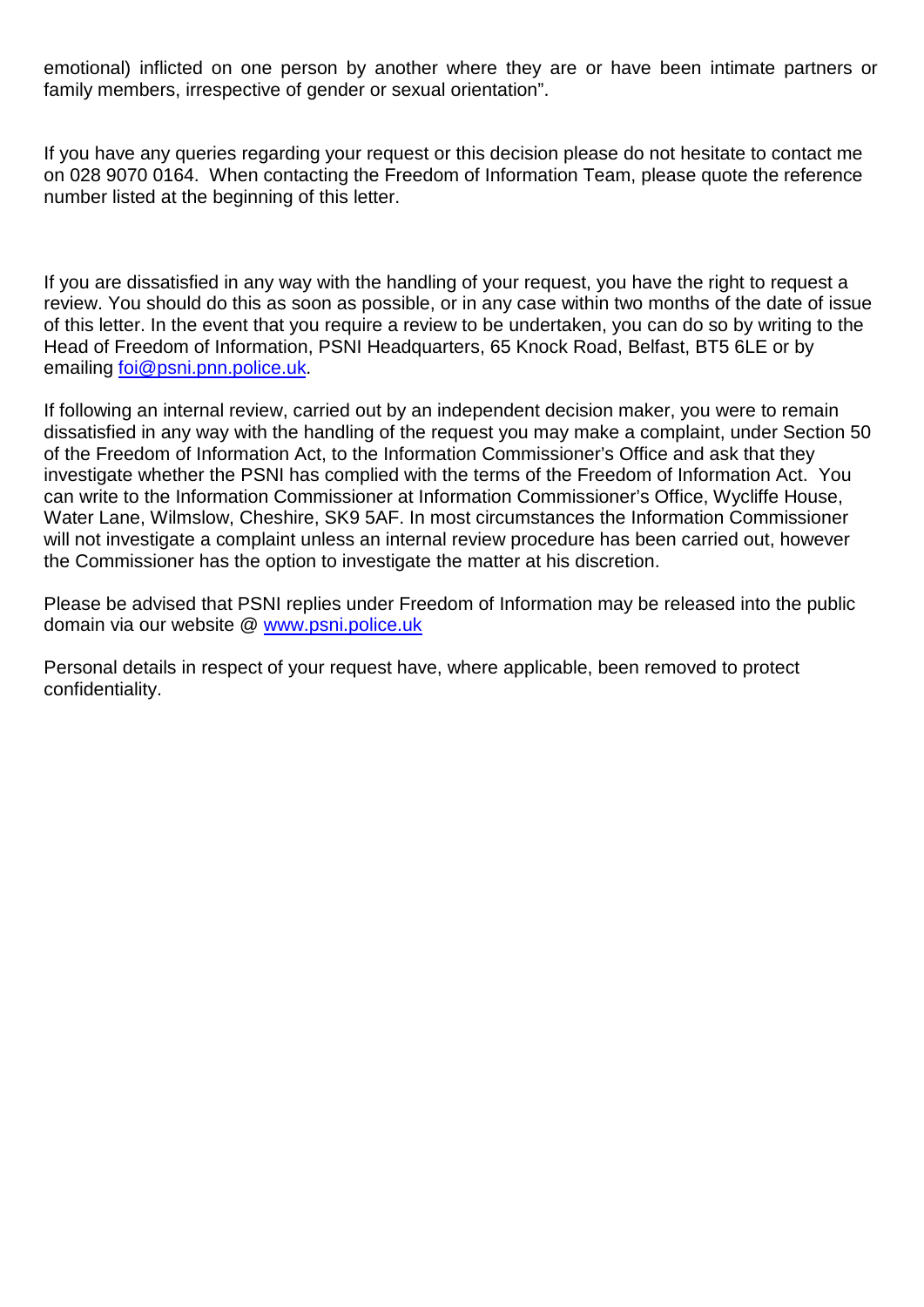emotional) inflicted on one person by another where they are or have been intimate partners or family members, irrespective of gender or sexual orientation".

If you have any queries regarding your request or this decision please do not hesitate to contact me on 028 9070 0164. When contacting the Freedom of Information Team, please quote the reference number listed at the beginning of this letter.

If you are dissatisfied in any way with the handling of your request, you have the right to request a review. You should do this as soon as possible, or in any case within two months of the date of issue of this letter. In the event that you require a review to be undertaken, you can do so by writing to the Head of Freedom of Information, PSNI Headquarters, 65 Knock Road, Belfast, BT5 6LE or by emailing foi@psni.pnn.police.uk.

If following an internal review, carried out by an independent decision maker, you were to remain dissatisfied in any way with the handling of the request you may make a complaint, under Section 50 of the Freedom of Information Act, to the Information Commissioner's Office and ask that they investigate whether the PSNI has complied with the terms of the Freedom of Information Act. You can write to the Information Commissioner at Information Commissioner's Office, Wycliffe House, Water Lane, Wilmslow, Cheshire, SK9 5AF. In most circumstances the Information Commissioner will not investigate a complaint unless an internal review procedure has been carried out, however the Commissioner has the option to investigate the matter at his discretion.

Please be advised that PSNI replies under Freedom of Information may be released into the public domain via our website @ www.psni.police.uk

Personal details in respect of your request have, where applicable, been removed to protect confidentiality.